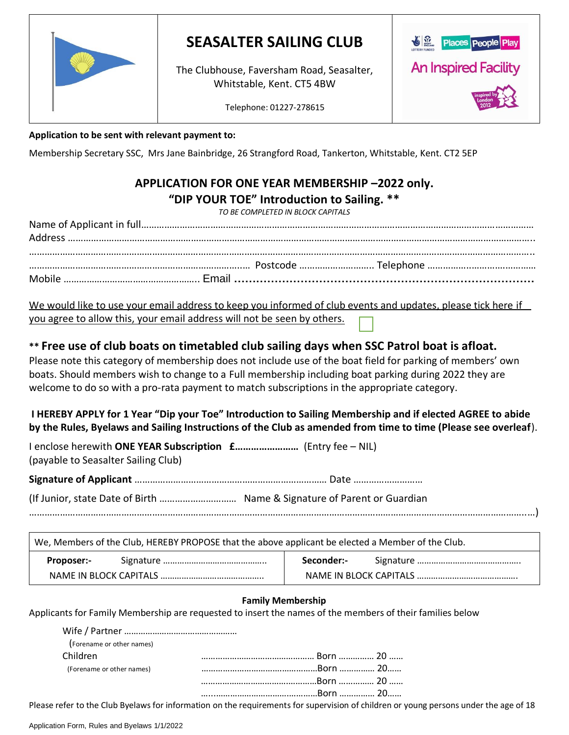# SEASALTER SAILING CLUB

The Clubhouse, Faversham Road, Seasalter, Whitstable, Kent. CT5 4BW

Telephone: 01227-278615

Places People Play

An Inspired Facility

**Application to be sent with relevant payment to:**

Membership Secretary SSC, Mrs Jane Bainbridge, 26 Strangford Road, Tankerton, Whitstable, Kent. CT2 5EP

## APPLICATION FOR ONE YEAR MEMBERSHIP –2022 only.

## "DIP YOUR TOE" Introduction to Sailing. **

*TO BE COMPLETED IN BLOCK CAPITALS*

Name of Applicant in full……………………………………………………………………………………………………………………………

Address ……………………………………………………………………………………………………………………………………………………..

……………………………………………………………………………………………………………………………………………………………………..

………………………………………………………………………………… Postcode ……………………….. Telephone ……………………………………

Mobile …………………………………………….. Email ……………………………………………………………………

We would like to use your email address to keep you informed of club events and updates, please tick here if you agree to allow this, your email address will not be seen by others. ☐

### ** Free use of club boats on timetabled club sailing days when SSC Patrol boat is afloat.

Please note this category of membership does not include use of the boat field for parking of members' own boats. Should members wish to change to a Full membership including boat parking during 2022 they are welcome to do so with a pro-rata payment to match subscriptions in the appropriate category.

**I HEREBY APPLY for 1 Year "Dip your Toe" Introduction to Sailing Membership and if elected AGREE to abide by the Rules, Byelaws and Sailing Instructions of the Club as amended from time to time (Please see overleaf**).

I enclose herewith **ONE YEAR Subscription £……………………** (Entry fee – NIL)
(payable to Seasalter Sailing Club)

**Signature of Applicant** ………………………………………………………………… Date ……………………….

(If Junior, state Date of Birth ………………………… Name & Signature of Parent or Guardian
……………………………………………………………………………………………………………………………………………………………………)

| We, Members of the Club, HEREBY PROPOSE that the above applicant be elected a Member of the Club. | |
|---|---|
| **Proposer:-** Signature …………………………………….. | **Seconder:-** Signature …………………………………….. |
| NAME IN BLOCK CAPITALS …………………………………….. | NAME IN BLOCK CAPITALS …………………………………….. |

**Family Membership**

Applicants for Family Membership are requested to insert the names of the members of their families below

Wife / Partner …………………………………………
(Forename or other names)

Children ………………………………………… Born …………… 20 ……
(Forename or other names) ………………………………………… Born …………… 20……
………………………………………… Born …………… 20 ……
………………………………………… Born …………… 20……

Please refer to the Club Byelaws for information on the requirements for supervision of children or young persons under the age of 18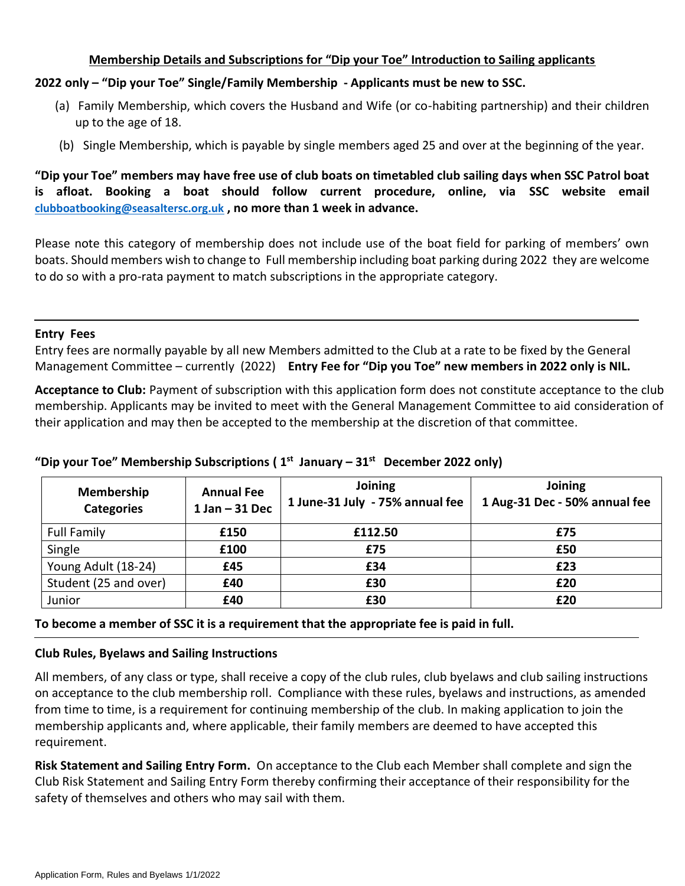## Membership Details and Subscriptions for "Dip your Toe" Introduction to Sailing applicants

**2022 only – "Dip your Toe" Single/Family Membership - Applicants must be new to SSC.**

(a) Family Membership, which covers the Husband and Wife (or co-habiting partnership) and their children up to the age of 18.

(b) Single Membership, which is payable by single members aged 25 and over at the beginning of the year.

**"Dip your Toe" members may have free use of club boats on timetabled club sailing days when SSC Patrol boat is afloat. Booking a boat should follow current procedure, online, via SSC website email clubboatbooking@seasaltersc.org.uk , no more than 1 week in advance.**

Please note this category of membership does not include use of the boat field for parking of members' own boats. Should members wish to change to Full membership including boat parking during 2022 they are welcome to do so with a pro-rata payment to match subscriptions in the appropriate category.

---

**Entry Fees**

Entry fees are normally payable by all new Members admitted to the Club at a rate to be fixed by the General Management Committee – currently (2022) **Entry Fee for "Dip you Toe" new members in 2022 only is NIL.**

**Acceptance to Club:** Payment of subscription with this application form does not constitute acceptance to the club membership. Applicants may be invited to meet with the General Management Committee to aid consideration of their application and may then be accepted to the membership at the discretion of that committee.

**"Dip your Toe" Membership Subscriptions ( 1st January – 31st December 2022 only)**

| Membership Categories | Annual Fee 1 Jan – 31 Dec | Joining 1 June-31 July - 75% annual fee | Joining 1 Aug-31 Dec - 50% annual fee |
|---|---|---|---|
| Full Family | **£150** | **£112.50** | **£75** |
| Single | **£100** | **£75** | **£50** |
| Young Adult (18-24) | **£45** | **£34** | **£23** |
| Student (25 and over) | **£40** | **£30** | **£20** |
| Junior | **£40** | **£30** | **£20** |

**To become a member of SSC it is a requirement that the appropriate fee is paid in full.**

---

**Club Rules, Byelaws and Sailing Instructions**

All members, of any class or type, shall receive a copy of the club rules, club byelaws and club sailing instructions on acceptance to the club membership roll. Compliance with these rules, byelaws and instructions, as amended from time to time, is a requirement for continuing membership of the club. In making application to join the membership applicants and, where applicable, their family members are deemed to have accepted this requirement.

**Risk Statement and Sailing Entry Form.** On acceptance to the Club each Member shall complete and sign the Club Risk Statement and Sailing Entry Form thereby confirming their acceptance of their responsibility for the safety of themselves and others who may sail with them.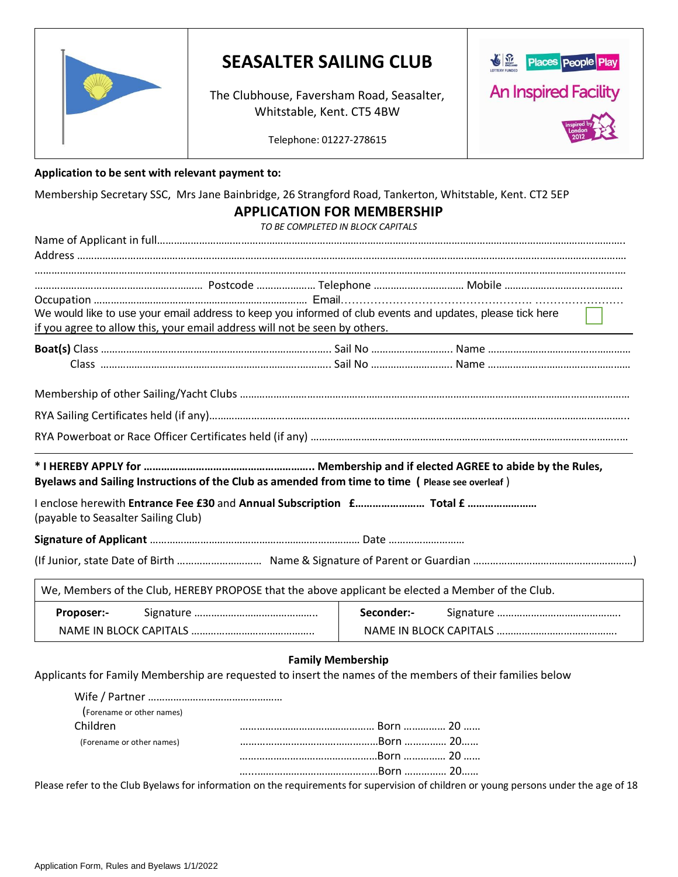| | **SEASALTER SAILING CLUB**<br><br>The Clubhouse, Faversham Road, Seasalter, Whitstable, Kent. CT5 4BW<br><br>Telephone: 01227-278615 | Places People Play<br>An Inspired Facility<br>inspired by London 2012 |
|---|---|---|

**Application to be sent with relevant payment to:**

Membership Secretary SSC, Mrs Jane Bainbridge, 26 Strangford Road, Tankerton, Whitstable, Kent. CT2 5EP

## APPLICATION FOR MEMBERSHIP

*TO BE COMPLETED IN BLOCK CAPITALS*

Name of Applicant in full…………………………………………………………………………………………………………………………………………….

Address …………………………………………………………………………………………………………………………………………………………………

………………………………………………………………………………………………………………………………………………………………………………

………………………………………………… Postcode ………………… Telephone …………………………… Mobile …………………………………….

Occupation ………………………………………………………………… Email………………………………………………… ……………………

We would like to use your email address to keep you informed of club events and updates, please tick here ☐ if you agree to allow this, your email address will not be seen by others.

**Boat(s)** Class ……………………………………………………………………… Sail No ………………………. Name ……………………………………………

Class ……………………………………………………………………… Sail No ………………………. Name ……………………………………………

Membership of other Sailing/Yacht Clubs ……………………………………………………………………………………………………………………

RYA Sailing Certificates held (if any)………………………………………………………………………………………………………………………..

RYA Powerboat or Race Officer Certificates held (if any) ……………………………………………………………………………………………

**\* I HEREBY APPLY for ………………………………………………….. Membership and if elected AGREE to abide by the Rules, Byelaws and Sailing Instructions of the Club as amended from time to time** ( **Please see overleaf** )

I enclose herewith **Entrance Fee £30** and **Annual Subscription £…………………… Total £ ……………………**
(payable to Seasalter Sailing Club)

**Signature of Applicant** ………………………………………………………………… Date ………………………

(If Junior, state Date of Birth ………………………… Name & Signature of Parent or Guardian …………………………………………………)

| We, Members of the Club, HEREBY PROPOSE that the above applicant be elected a Member of the Club. | |
|---|---|
| **Proposer:-** Signature …………………………………….. | **Seconder:-** Signature ……………………………………. |
| NAME IN BLOCK CAPITALS ……………………………………. | NAME IN BLOCK CAPITALS ……………………………………. |

**Family Membership**

Applicants for Family Membership are requested to insert the names of the members of their families below

Wife / Partner …………………………………………
(Forename or other names)

Children ………………………………………… Born …………… 20 ……
(Forename or other names) …………………………………………Born …………… 20……
…………………………………………Born …………… 20 ……
…………………………………………Born …………… 20……

Please refer to the Club Byelaws for information on the requirements for supervision of children or young persons under the age of 18

Application Form, Rules and Byelaws 1/1/2022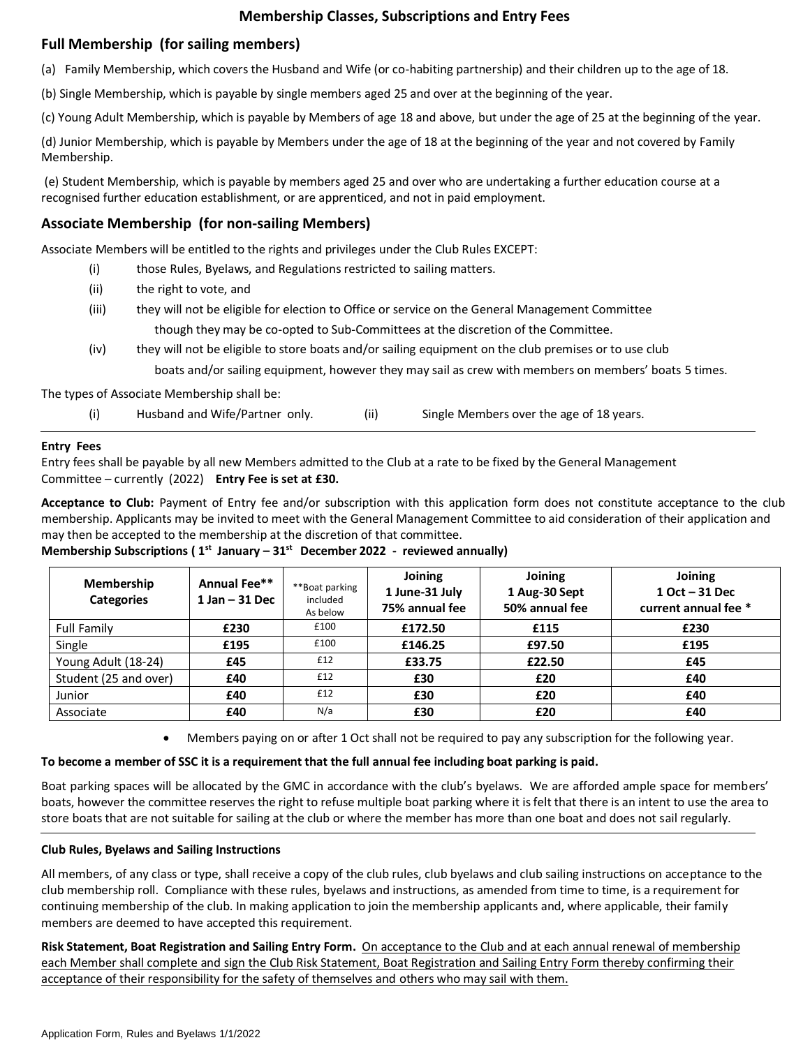# Membership Classes, Subscriptions and Entry Fees

## Full Membership (for sailing members)

(a) Family Membership, which covers the Husband and Wife (or co-habiting partnership) and their children up to the age of 18.

(b) Single Membership, which is payable by single members aged 25 and over at the beginning of the year.

(c) Young Adult Membership, which is payable by Members of age 18 and above, but under the age of 25 at the beginning of the year.

(d) Junior Membership, which is payable by Members under the age of 18 at the beginning of the year and not covered by Family Membership.

(e) Student Membership, which is payable by members aged 25 and over who are undertaking a further education course at a recognised further education establishment, or are apprenticed, and not in paid employment.

## Associate Membership (for non-sailing Members)

Associate Members will be entitled to the rights and privileges under the Club Rules EXCEPT:

- (i) those Rules, Byelaws, and Regulations restricted to sailing matters.
- (ii) the right to vote, and
- (iii) they will not be eligible for election to Office or service on the General Management Committee though they may be co-opted to Sub-Committees at the discretion of the Committee.
- (iv) they will not be eligible to store boats and/or sailing equipment on the club premises or to use club boats and/or sailing equipment, however they may sail as crew with members on members' boats 5 times.

The types of Associate Membership shall be:

- (i) Husband and Wife/Partner only.
- (ii) Single Members over the age of 18 years.

---

**Entry Fees**

Entry fees shall be payable by all new Members admitted to the Club at a rate to be fixed by the General Management Committee – currently (2022) **Entry Fee is set at £30.**

**Acceptance to Club:** Payment of Entry fee and/or subscription with this application form does not constitute acceptance to the club membership. Applicants may be invited to meet with the General Management Committee to aid consideration of their application and may then be accepted to the membership at the discretion of that committee.

**Membership Subscriptions ( 1st January – 31st December 2022 - reviewed annually)**

| Membership Categories | Annual Fee** 1 Jan – 31 Dec | **Boat parking included As below | Joining 1 June-31 July 75% annual fee | Joining 1 Aug-30 Sept 50% annual fee | Joining 1 Oct – 31 Dec current annual fee * |
|---|---|---|---|---|---|
| Full Family | £230 | £100 | £172.50 | £115 | £230 |
| Single | £195 | £100 | £146.25 | £97.50 | £195 |
| Young Adult (18-24) | £45 | £12 | £33.75 | £22.50 | £45 |
| Student (25 and over) | £40 | £12 | £30 | £20 | £40 |
| Junior | £40 | £12 | £30 | £20 | £40 |
| Associate | £40 | N/a | £30 | £20 | £40 |

- Members paying on or after 1 Oct shall not be required to pay any subscription for the following year.

**To become a member of SSC it is a requirement that the full annual fee including boat parking is paid.**

Boat parking spaces will be allocated by the GMC in accordance with the club's byelaws. We are afforded ample space for members' boats, however the committee reserves the right to refuse multiple boat parking where it is felt that there is an intent to use the area to store boats that are not suitable for sailing at the club or where the member has more than one boat and does not sail regularly.

---

**Club Rules, Byelaws and Sailing Instructions**

All members, of any class or type, shall receive a copy of the club rules, club byelaws and club sailing instructions on acceptance to the club membership roll. Compliance with these rules, byelaws and instructions, as amended from time to time, is a requirement for continuing membership of the club. In making application to join the membership applicants and, where applicable, their family members are deemed to have accepted this requirement.

**Risk Statement, Boat Registration and Sailing Entry Form.** On acceptance to the Club and at each annual renewal of membership each Member shall complete and sign the Club Risk Statement, Boat Registration and Sailing Entry Form thereby confirming their acceptance of their responsibility for the safety of themselves and others who may sail with them.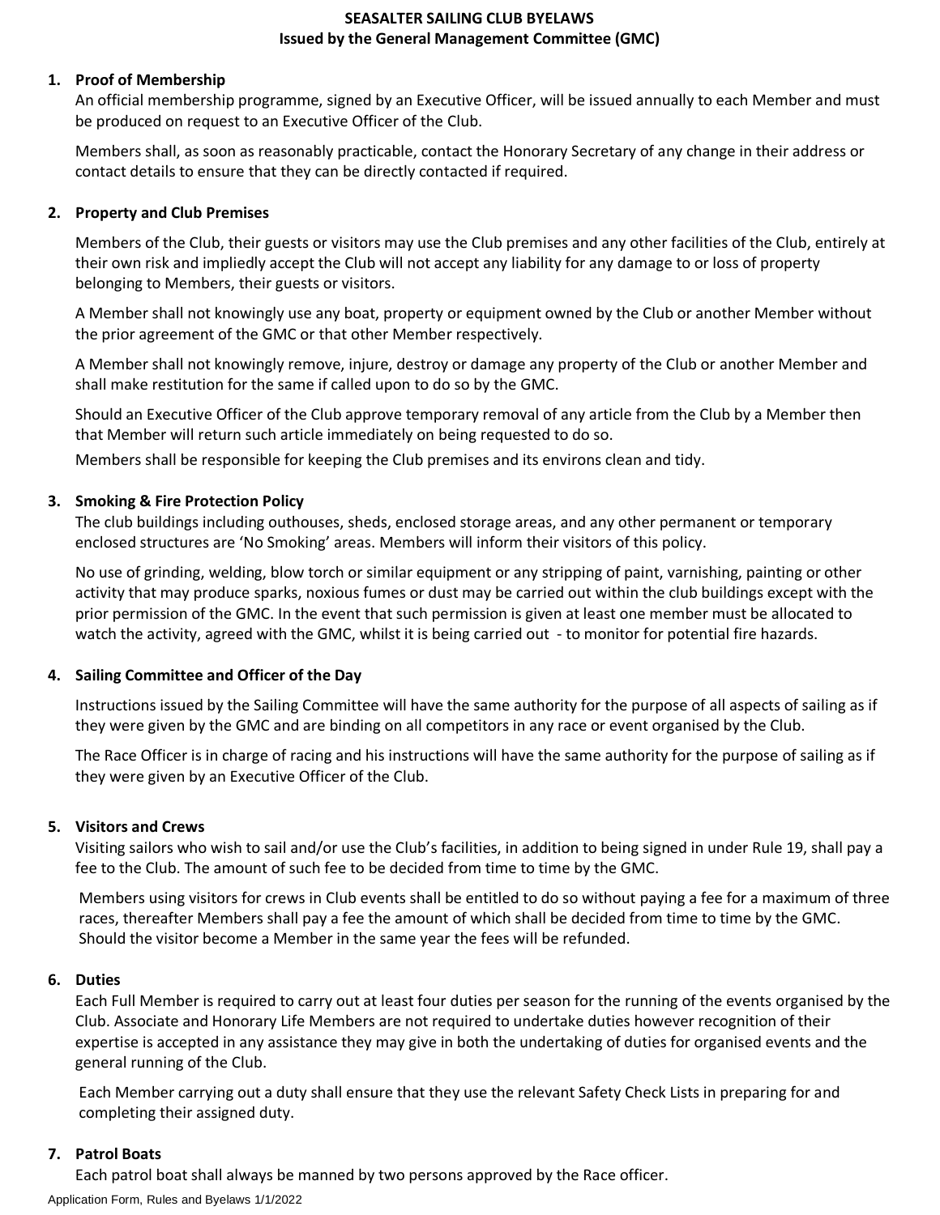# SEASALTER SAILING CLUB BYELAWS

**Issued by the General Management Committee (GMC)**

## 1. Proof of Membership

An official membership programme, signed by an Executive Officer, will be issued annually to each Member and must be produced on request to an Executive Officer of the Club.

Members shall, as soon as reasonably practicable, contact the Honorary Secretary of any change in their address or contact details to ensure that they can be directly contacted if required.

## 2. Property and Club Premises

Members of the Club, their guests or visitors may use the Club premises and any other facilities of the Club, entirely at their own risk and impliedly accept the Club will not accept any liability for any damage to or loss of property belonging to Members, their guests or visitors.

A Member shall not knowingly use any boat, property or equipment owned by the Club or another Member without the prior agreement of the GMC or that other Member respectively.

A Member shall not knowingly remove, injure, destroy or damage any property of the Club or another Member and shall make restitution for the same if called upon to do so by the GMC.

Should an Executive Officer of the Club approve temporary removal of any article from the Club by a Member then that Member will return such article immediately on being requested to do so.

Members shall be responsible for keeping the Club premises and its environs clean and tidy.

## 3. Smoking & Fire Protection Policy

The club buildings including outhouses, sheds, enclosed storage areas, and any other permanent or temporary enclosed structures are 'No Smoking' areas. Members will inform their visitors of this policy.

No use of grinding, welding, blow torch or similar equipment or any stripping of paint, varnishing, painting or other activity that may produce sparks, noxious fumes or dust may be carried out within the club buildings except with the prior permission of the GMC. In the event that such permission is given at least one member must be allocated to watch the activity, agreed with the GMC, whilst it is being carried out - to monitor for potential fire hazards.

## 4. Sailing Committee and Officer of the Day

Instructions issued by the Sailing Committee will have the same authority for the purpose of all aspects of sailing as if they were given by the GMC and are binding on all competitors in any race or event organised by the Club.

The Race Officer is in charge of racing and his instructions will have the same authority for the purpose of sailing as if they were given by an Executive Officer of the Club.

## 5. Visitors and Crews

Visiting sailors who wish to sail and/or use the Club's facilities, in addition to being signed in under Rule 19, shall pay a fee to the Club. The amount of such fee to be decided from time to time by the GMC.

Members using visitors for crews in Club events shall be entitled to do so without paying a fee for a maximum of three races, thereafter Members shall pay a fee the amount of which shall be decided from time to time by the GMC. Should the visitor become a Member in the same year the fees will be refunded.

## 6. Duties

Each Full Member is required to carry out at least four duties per season for the running of the events organised by the Club. Associate and Honorary Life Members are not required to undertake duties however recognition of their expertise is accepted in any assistance they may give in both the undertaking of duties for organised events and the general running of the Club.

Each Member carrying out a duty shall ensure that they use the relevant Safety Check Lists in preparing for and completing their assigned duty.

## 7. Patrol Boats

Each patrol boat shall always be manned by two persons approved by the Race officer.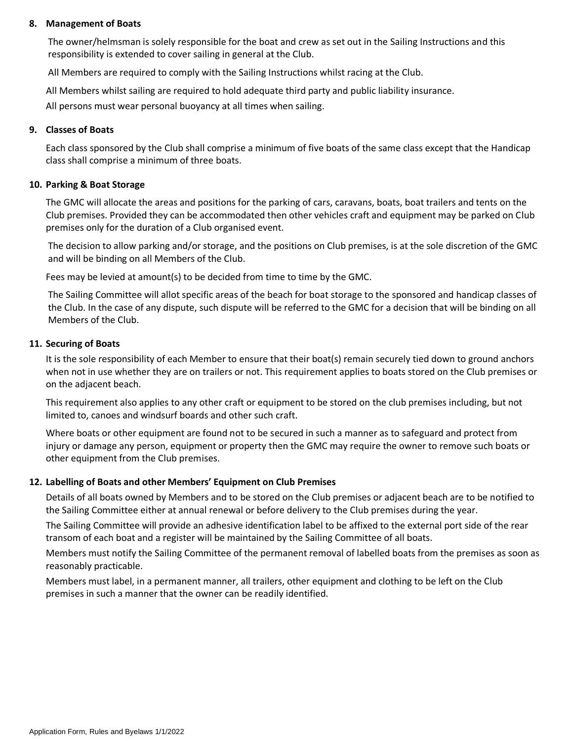### 8. Management of Boats

The owner/helmsman is solely responsible for the boat and crew as set out in the Sailing Instructions and this responsibility is extended to cover sailing in general at the Club.

All Members are required to comply with the Sailing Instructions whilst racing at the Club.

All Members whilst sailing are required to hold adequate third party and public liability insurance.

All persons must wear personal buoyancy at all times when sailing.

### 9. Classes of Boats

Each class sponsored by the Club shall comprise a minimum of five boats of the same class except that the Handicap class shall comprise a minimum of three boats.

### 10. Parking & Boat Storage

The GMC will allocate the areas and positions for the parking of cars, caravans, boats, boat trailers and tents on the Club premises. Provided they can be accommodated then other vehicles craft and equipment may be parked on Club premises only for the duration of a Club organised event.

The decision to allow parking and/or storage, and the positions on Club premises, is at the sole discretion of the GMC and will be binding on all Members of the Club.

Fees may be levied at amount(s) to be decided from time to time by the GMC.

The Sailing Committee will allot specific areas of the beach for boat storage to the sponsored and handicap classes of the Club. In the case of any dispute, such dispute will be referred to the GMC for a decision that will be binding on all Members of the Club.

### 11. Securing of Boats

It is the sole responsibility of each Member to ensure that their boat(s) remain securely tied down to ground anchors when not in use whether they are on trailers or not. This requirement applies to boats stored on the Club premises or on the adjacent beach.

This requirement also applies to any other craft or equipment to be stored on the club premises including, but not limited to, canoes and windsurf boards and other such craft.

Where boats or other equipment are found not to be secured in such a manner as to safeguard and protect from injury or damage any person, equipment or property then the GMC may require the owner to remove such boats or other equipment from the Club premises.

### 12. Labelling of Boats and other Members' Equipment on Club Premises

Details of all boats owned by Members and to be stored on the Club premises or adjacent beach are to be notified to the Sailing Committee either at annual renewal or before delivery to the Club premises during the year.

The Sailing Committee will provide an adhesive identification label to be affixed to the external port side of the rear transom of each boat and a register will be maintained by the Sailing Committee of all boats.

Members must notify the Sailing Committee of the permanent removal of labelled boats from the premises as soon as reasonably practicable.

Members must label, in a permanent manner, all trailers, other equipment and clothing to be left on the Club premises in such a manner that the owner can be readily identified.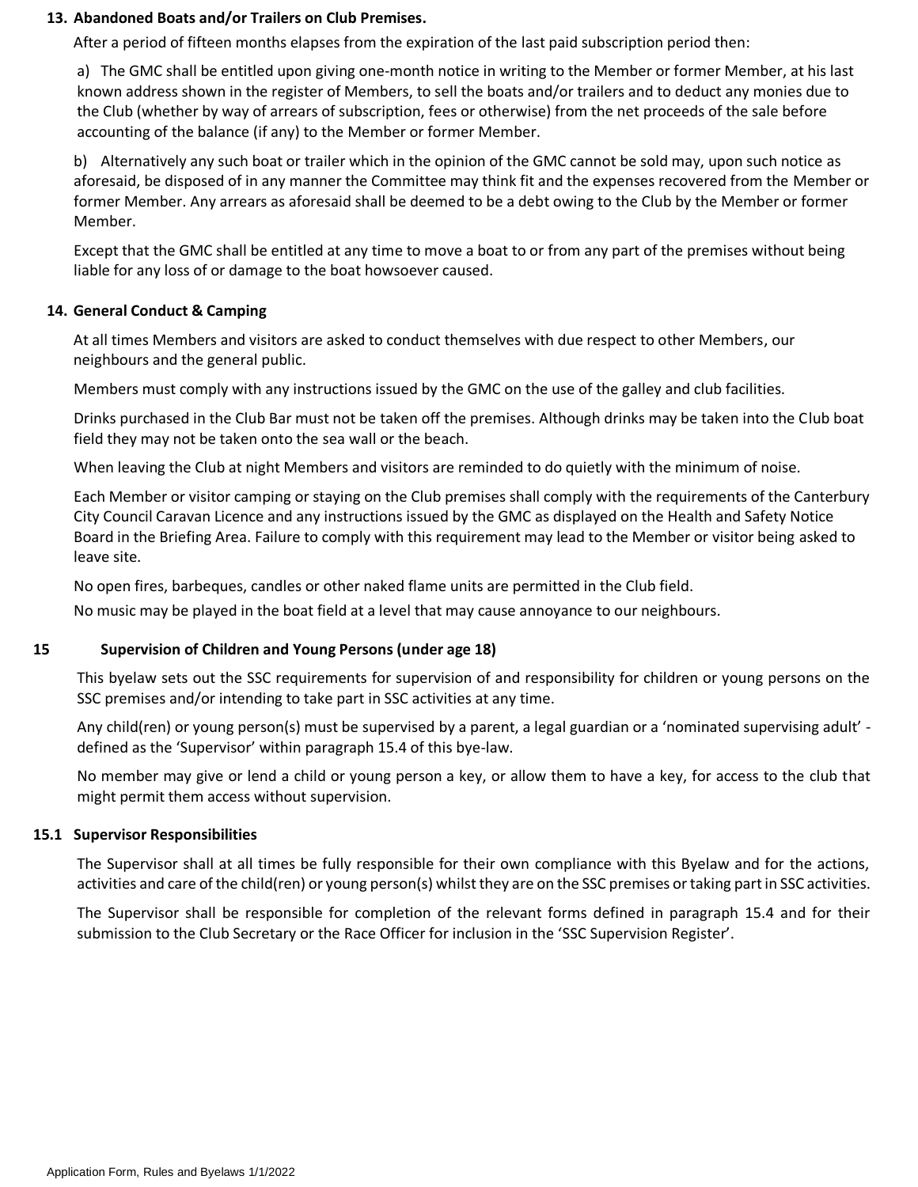## 13. Abandoned Boats and/or Trailers on Club Premises.

After a period of fifteen months elapses from the expiration of the last paid subscription period then:

a) The GMC shall be entitled upon giving one-month notice in writing to the Member or former Member, at his last known address shown in the register of Members, to sell the boats and/or trailers and to deduct any monies due to the Club (whether by way of arrears of subscription, fees or otherwise) from the net proceeds of the sale before accounting of the balance (if any) to the Member or former Member.

b) Alternatively any such boat or trailer which in the opinion of the GMC cannot be sold may, upon such notice as aforesaid, be disposed of in any manner the Committee may think fit and the expenses recovered from the Member or former Member. Any arrears as aforesaid shall be deemed to be a debt owing to the Club by the Member or former Member.

Except that the GMC shall be entitled at any time to move a boat to or from any part of the premises without being liable for any loss of or damage to the boat howsoever caused.

## 14. General Conduct & Camping

At all times Members and visitors are asked to conduct themselves with due respect to other Members, our neighbours and the general public.

Members must comply with any instructions issued by the GMC on the use of the galley and club facilities.

Drinks purchased in the Club Bar must not be taken off the premises. Although drinks may be taken into the Club boat field they may not be taken onto the sea wall or the beach.

When leaving the Club at night Members and visitors are reminded to do quietly with the minimum of noise.

Each Member or visitor camping or staying on the Club premises shall comply with the requirements of the Canterbury City Council Caravan Licence and any instructions issued by the GMC as displayed on the Health and Safety Notice Board in the Briefing Area. Failure to comply with this requirement may lead to the Member or visitor being asked to leave site.

No open fires, barbeques, candles or other naked flame units are permitted in the Club field.

No music may be played in the boat field at a level that may cause annoyance to our neighbours.

## 15 Supervision of Children and Young Persons (under age 18)

This byelaw sets out the SSC requirements for supervision of and responsibility for children or young persons on the SSC premises and/or intending to take part in SSC activities at any time.

Any child(ren) or young person(s) must be supervised by a parent, a legal guardian or a 'nominated supervising adult' - defined as the 'Supervisor' within paragraph 15.4 of this bye-law.

No member may give or lend a child or young person a key, or allow them to have a key, for access to the club that might permit them access without supervision.

### 15.1 Supervisor Responsibilities

The Supervisor shall at all times be fully responsible for their own compliance with this Byelaw and for the actions, activities and care of the child(ren) or young person(s) whilst they are on the SSC premises or taking part in SSC activities.

The Supervisor shall be responsible for completion of the relevant forms defined in paragraph 15.4 and for their submission to the Club Secretary or the Race Officer for inclusion in the 'SSC Supervision Register'.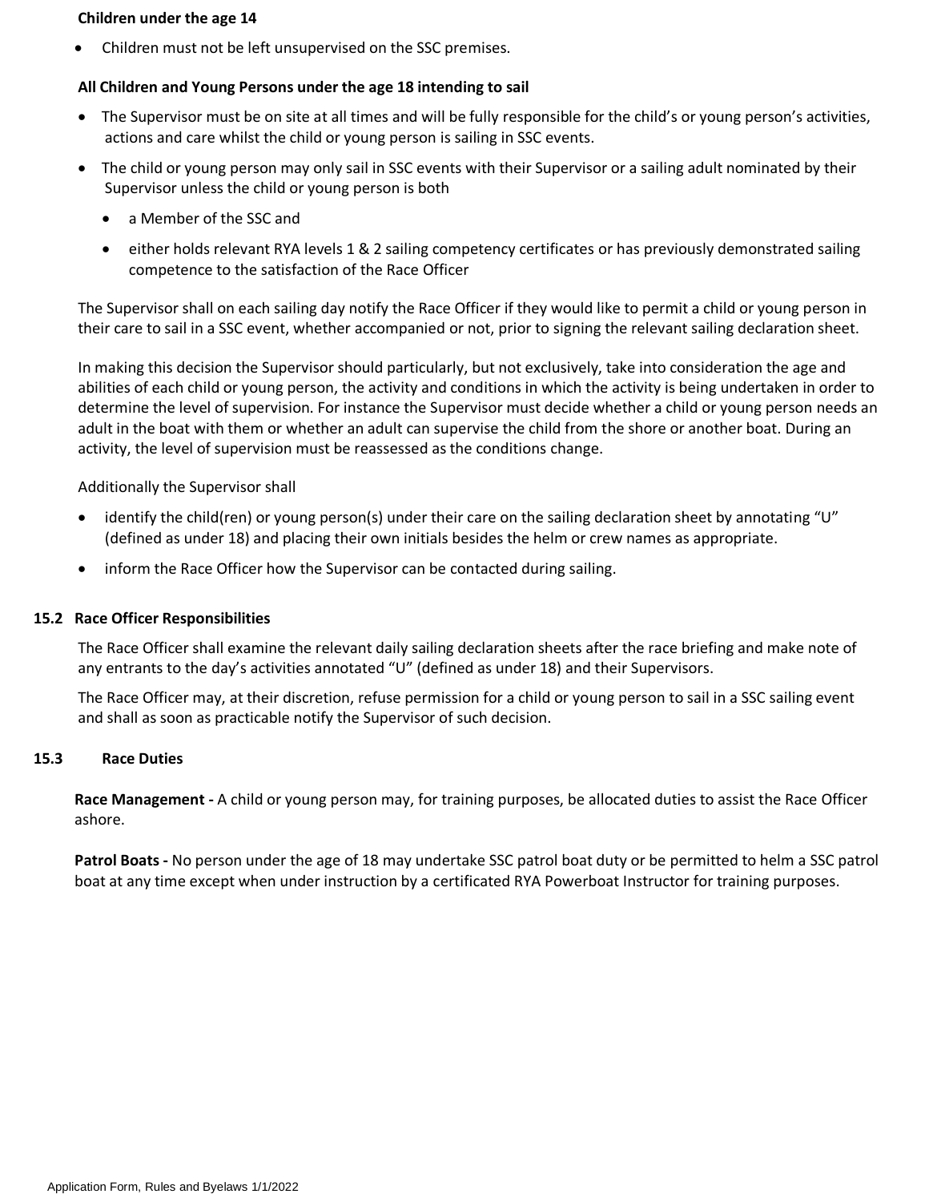**Children under the age 14**

- Children must not be left unsupervised on the SSC premises.

**All Children and Young Persons under the age 18 intending to sail**

- The Supervisor must be on site at all times and will be fully responsible for the child's or young person's activities, actions and care whilst the child or young person is sailing in SSC events.
- The child or young person may only sail in SSC events with their Supervisor or a sailing adult nominated by their Supervisor unless the child or young person is both
    - a Member of the SSC and
    - either holds relevant RYA levels 1 & 2 sailing competency certificates or has previously demonstrated sailing competence to the satisfaction of the Race Officer

The Supervisor shall on each sailing day notify the Race Officer if they would like to permit a child or young person in their care to sail in a SSC event, whether accompanied or not, prior to signing the relevant sailing declaration sheet.

In making this decision the Supervisor should particularly, but not exclusively, take into consideration the age and abilities of each child or young person, the activity and conditions in which the activity is being undertaken in order to determine the level of supervision. For instance the Supervisor must decide whether a child or young person needs an adult in the boat with them or whether an adult can supervise the child from the shore or another boat. During an activity, the level of supervision must be reassessed as the conditions change.

Additionally the Supervisor shall

- identify the child(ren) or young person(s) under their care on the sailing declaration sheet by annotating "U" (defined as under 18) and placing their own initials besides the helm or crew names as appropriate.
- inform the Race Officer how the Supervisor can be contacted during sailing.

### 15.2 Race Officer Responsibilities

The Race Officer shall examine the relevant daily sailing declaration sheets after the race briefing and make note of any entrants to the day's activities annotated "U" (defined as under 18) and their Supervisors.

The Race Officer may, at their discretion, refuse permission for a child or young person to sail in a SSC sailing event and shall as soon as practicable notify the Supervisor of such decision.

### 15.3 Race Duties

**Race Management -** A child or young person may, for training purposes, be allocated duties to assist the Race Officer ashore.

**Patrol Boats -** No person under the age of 18 may undertake SSC patrol boat duty or be permitted to helm a SSC patrol boat at any time except when under instruction by a certificated RYA Powerboat Instructor for training purposes.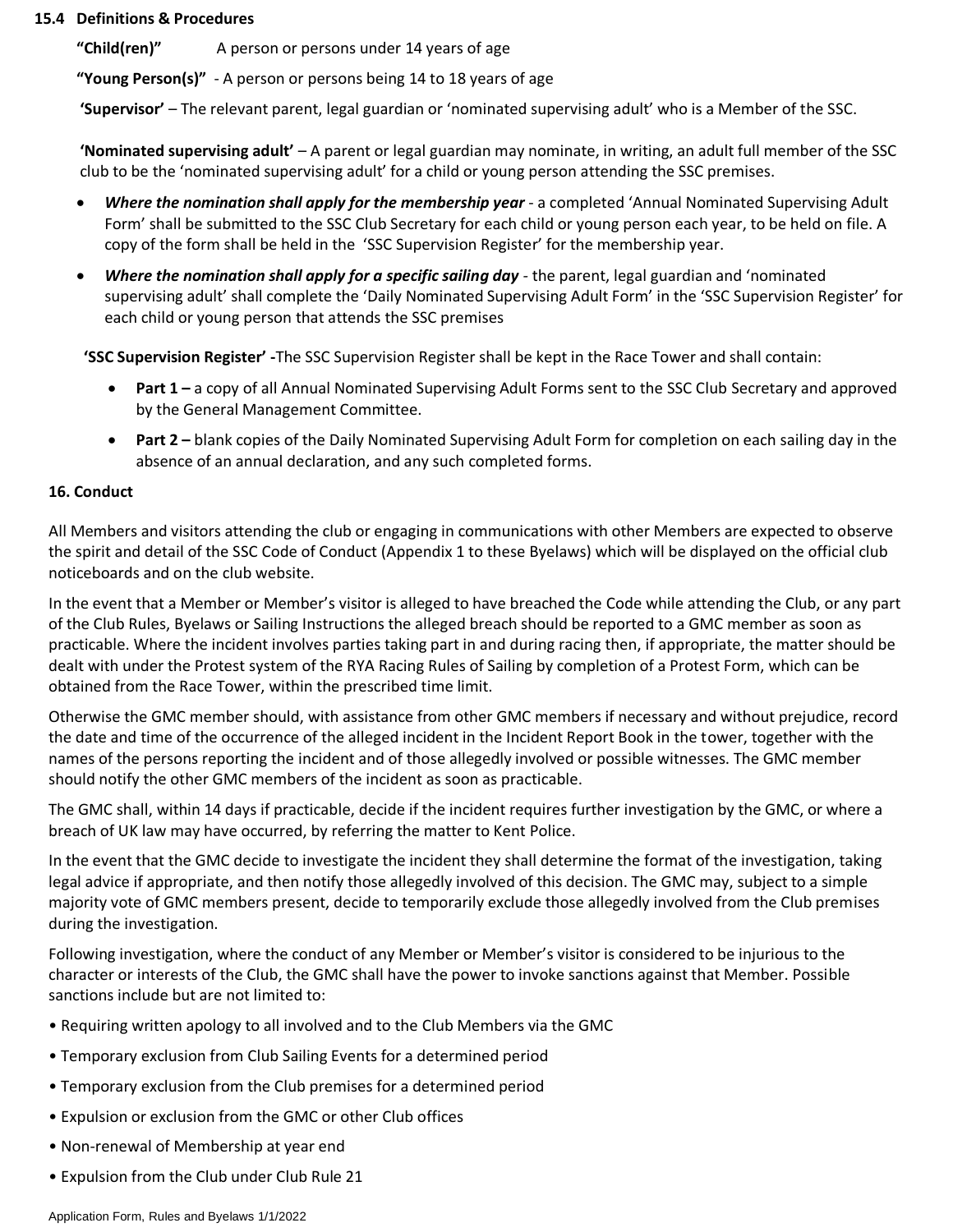**15.4 Definitions & Procedures**

**"Child(ren)"** A person or persons under 14 years of age

**"Young Person(s)"** - A person or persons being 14 to 18 years of age

**'Supervisor'** – The relevant parent, legal guardian or 'nominated supervising adult' who is a Member of the SSC.

**'Nominated supervising adult'** – A parent or legal guardian may nominate, in writing, an adult full member of the SSC club to be the 'nominated supervising adult' for a child or young person attending the SSC premises.

- ***Where the nomination shall apply for the membership year*** - a completed 'Annual Nominated Supervising Adult Form' shall be submitted to the SSC Club Secretary for each child or young person each year, to be held on file. A copy of the form shall be held in the 'SSC Supervision Register' for the membership year.
- ***Where the nomination shall apply for a specific sailing day*** - the parent, legal guardian and 'nominated supervising adult' shall complete the 'Daily Nominated Supervising Adult Form' in the 'SSC Supervision Register' for each child or young person that attends the SSC premises

**'SSC Supervision Register' -**The SSC Supervision Register shall be kept in the Race Tower and shall contain:

- **Part 1 –** a copy of all Annual Nominated Supervising Adult Forms sent to the SSC Club Secretary and approved by the General Management Committee.
- **Part 2 –** blank copies of the Daily Nominated Supervising Adult Form for completion on each sailing day in the absence of an annual declaration, and any such completed forms.

**16. Conduct**

All Members and visitors attending the club or engaging in communications with other Members are expected to observe the spirit and detail of the SSC Code of Conduct (Appendix 1 to these Byelaws) which will be displayed on the official club noticeboards and on the club website.

In the event that a Member or Member's visitor is alleged to have breached the Code while attending the Club, or any part of the Club Rules, Byelaws or Sailing Instructions the alleged breach should be reported to a GMC member as soon as practicable. Where the incident involves parties taking part in and during racing then, if appropriate, the matter should be dealt with under the Protest system of the RYA Racing Rules of Sailing by completion of a Protest Form, which can be obtained from the Race Tower, within the prescribed time limit.

Otherwise the GMC member should, with assistance from other GMC members if necessary and without prejudice, record the date and time of the occurrence of the alleged incident in the Incident Report Book in the tower, together with the names of the persons reporting the incident and of those allegedly involved or possible witnesses. The GMC member should notify the other GMC members of the incident as soon as practicable.

The GMC shall, within 14 days if practicable, decide if the incident requires further investigation by the GMC, or where a breach of UK law may have occurred, by referring the matter to Kent Police.

In the event that the GMC decide to investigate the incident they shall determine the format of the investigation, taking legal advice if appropriate, and then notify those allegedly involved of this decision. The GMC may, subject to a simple majority vote of GMC members present, decide to temporarily exclude those allegedly involved from the Club premises during the investigation.

Following investigation, where the conduct of any Member or Member's visitor is considered to be injurious to the character or interests of the Club, the GMC shall have the power to invoke sanctions against that Member. Possible sanctions include but are not limited to:

- Requiring written apology to all involved and to the Club Members via the GMC
- Temporary exclusion from Club Sailing Events for a determined period
- Temporary exclusion from the Club premises for a determined period
- Expulsion or exclusion from the GMC or other Club offices
- Non-renewal of Membership at year end
- Expulsion from the Club under Club Rule 21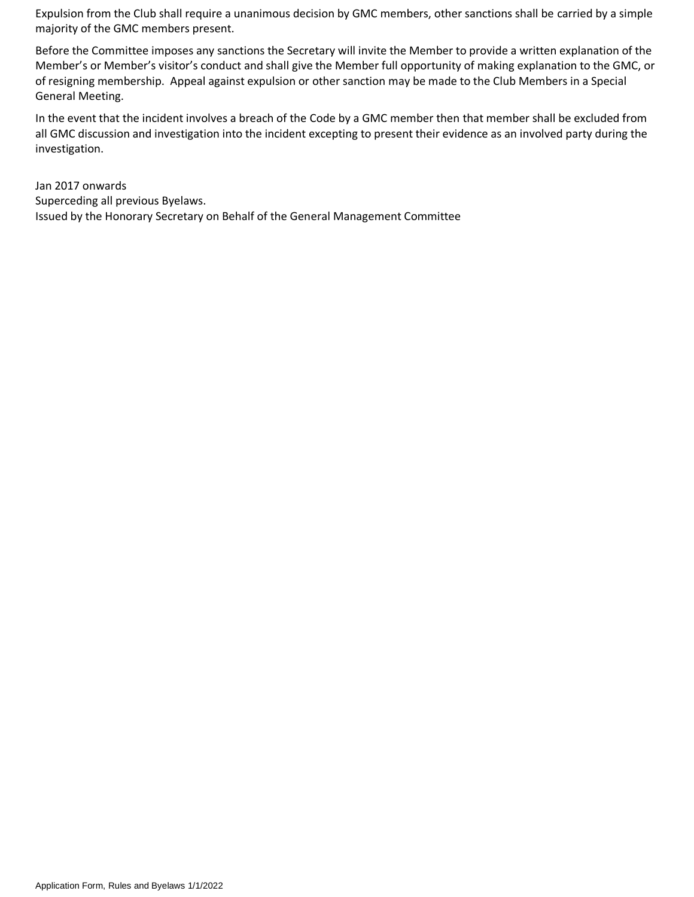Expulsion from the Club shall require a unanimous decision by GMC members, other sanctions shall be carried by a simple majority of the GMC members present.

Before the Committee imposes any sanctions the Secretary will invite the Member to provide a written explanation of the Member's or Member's visitor's conduct and shall give the Member full opportunity of making explanation to the GMC, or of resigning membership. Appeal against expulsion or other sanction may be made to the Club Members in a Special General Meeting.

In the event that the incident involves a breach of the Code by a GMC member then that member shall be excluded from all GMC discussion and investigation into the incident excepting to present their evidence as an involved party during the investigation.

Jan 2017 onwards
Superceding all previous Byelaws.
Issued by the Honorary Secretary on Behalf of the General Management Committee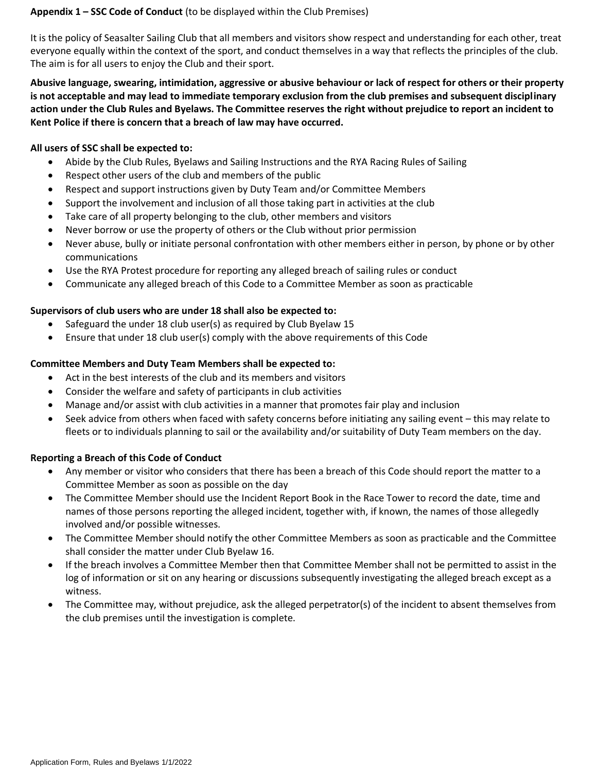**Appendix 1 – SSC Code of Conduct** (to be displayed within the Club Premises)

It is the policy of Seasalter Sailing Club that all members and visitors show respect and understanding for each other, treat everyone equally within the context of the sport, and conduct themselves in a way that reflects the principles of the club. The aim is for all users to enjoy the Club and their sport.

**Abusive language, swearing, intimidation, aggressive or abusive behaviour or lack of respect for others or their property is not acceptable and may lead to immediate temporary exclusion from the club premises and subsequent disciplinary action under the Club Rules and Byelaws. The Committee reserves the right without prejudice to report an incident to Kent Police if there is concern that a breach of law may have occurred.**

**All users of SSC shall be expected to:**

- Abide by the Club Rules, Byelaws and Sailing Instructions and the RYA Racing Rules of Sailing
- Respect other users of the club and members of the public
- Respect and support instructions given by Duty Team and/or Committee Members
- Support the involvement and inclusion of all those taking part in activities at the club
- Take care of all property belonging to the club, other members and visitors
- Never borrow or use the property of others or the Club without prior permission
- Never abuse, bully or initiate personal confrontation with other members either in person, by phone or by other communications
- Use the RYA Protest procedure for reporting any alleged breach of sailing rules or conduct
- Communicate any alleged breach of this Code to a Committee Member as soon as practicable

**Supervisors of club users who are under 18 shall also be expected to:**

- Safeguard the under 18 club user(s) as required by Club Byelaw 15
- Ensure that under 18 club user(s) comply with the above requirements of this Code

**Committee Members and Duty Team Members shall be expected to:**

- Act in the best interests of the club and its members and visitors
- Consider the welfare and safety of participants in club activities
- Manage and/or assist with club activities in a manner that promotes fair play and inclusion
- Seek advice from others when faced with safety concerns before initiating any sailing event – this may relate to fleets or to individuals planning to sail or the availability and/or suitability of Duty Team members on the day.

**Reporting a Breach of this Code of Conduct**

- Any member or visitor who considers that there has been a breach of this Code should report the matter to a Committee Member as soon as possible on the day
- The Committee Member should use the Incident Report Book in the Race Tower to record the date, time and names of those persons reporting the alleged incident, together with, if known, the names of those allegedly involved and/or possible witnesses.
- The Committee Member should notify the other Committee Members as soon as practicable and the Committee shall consider the matter under Club Byelaw 16.
- If the breach involves a Committee Member then that Committee Member shall not be permitted to assist in the log of information or sit on any hearing or discussions subsequently investigating the alleged breach except as a witness.
- The Committee may, without prejudice, ask the alleged perpetrator(s) of the incident to absent themselves from the club premises until the investigation is complete.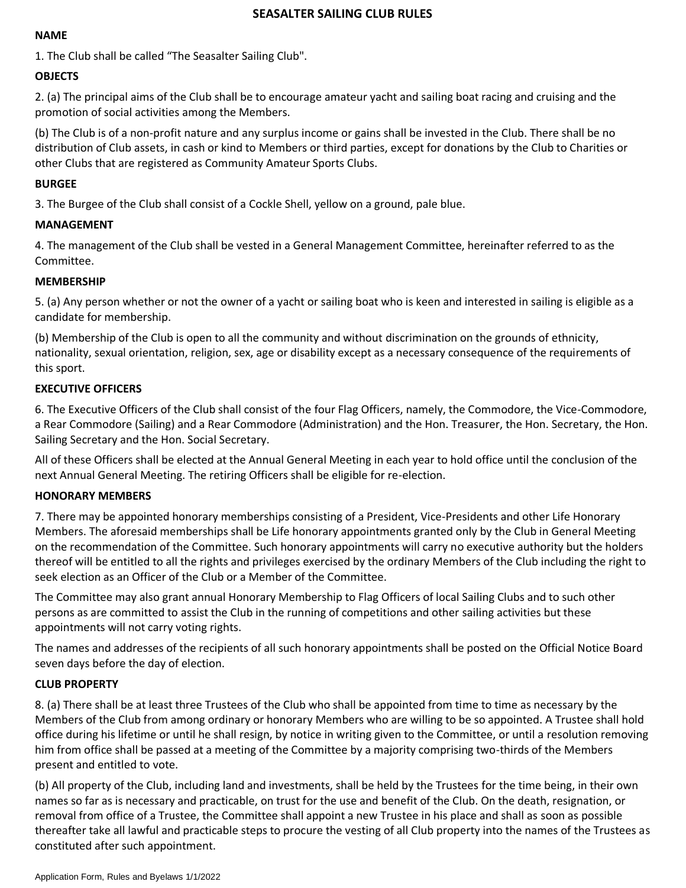# SEASALTER SAILING CLUB RULES

## NAME

1. The Club shall be called "The Seasalter Sailing Club".

## OBJECTS

2. (a) The principal aims of the Club shall be to encourage amateur yacht and sailing boat racing and cruising and the promotion of social activities among the Members.

(b) The Club is of a non-profit nature and any surplus income or gains shall be invested in the Club. There shall be no distribution of Club assets, in cash or kind to Members or third parties, except for donations by the Club to Charities or other Clubs that are registered as Community Amateur Sports Clubs.

## BURGEE

3. The Burgee of the Club shall consist of a Cockle Shell, yellow on a ground, pale blue.

## MANAGEMENT

4. The management of the Club shall be vested in a General Management Committee, hereinafter referred to as the Committee.

## MEMBERSHIP

5. (a) Any person whether or not the owner of a yacht or sailing boat who is keen and interested in sailing is eligible as a candidate for membership.

(b) Membership of the Club is open to all the community and without discrimination on the grounds of ethnicity, nationality, sexual orientation, religion, sex, age or disability except as a necessary consequence of the requirements of this sport.

## EXECUTIVE OFFICERS

6. The Executive Officers of the Club shall consist of the four Flag Officers, namely, the Commodore, the Vice-Commodore, a Rear Commodore (Sailing) and a Rear Commodore (Administration) and the Hon. Treasurer, the Hon. Secretary, the Hon. Sailing Secretary and the Hon. Social Secretary.

All of these Officers shall be elected at the Annual General Meeting in each year to hold office until the conclusion of the next Annual General Meeting. The retiring Officers shall be eligible for re-election.

## HONORARY MEMBERS

7. There may be appointed honorary memberships consisting of a President, Vice-Presidents and other Life Honorary Members. The aforesaid memberships shall be Life honorary appointments granted only by the Club in General Meeting on the recommendation of the Committee. Such honorary appointments will carry no executive authority but the holders thereof will be entitled to all the rights and privileges exercised by the ordinary Members of the Club including the right to seek election as an Officer of the Club or a Member of the Committee.

The Committee may also grant annual Honorary Membership to Flag Officers of local Sailing Clubs and to such other persons as are committed to assist the Club in the running of competitions and other sailing activities but these appointments will not carry voting rights.

The names and addresses of the recipients of all such honorary appointments shall be posted on the Official Notice Board seven days before the day of election.

## CLUB PROPERTY

8. (a) There shall be at least three Trustees of the Club who shall be appointed from time to time as necessary by the Members of the Club from among ordinary or honorary Members who are willing to be so appointed. A Trustee shall hold office during his lifetime or until he shall resign, by notice in writing given to the Committee, or until a resolution removing him from office shall be passed at a meeting of the Committee by a majority comprising two-thirds of the Members present and entitled to vote.

(b) All property of the Club, including land and investments, shall be held by the Trustees for the time being, in their own names so far as is necessary and practicable, on trust for the use and benefit of the Club. On the death, resignation, or removal from office of a Trustee, the Committee shall appoint a new Trustee in his place and shall as soon as possible thereafter take all lawful and practicable steps to procure the vesting of all Club property into the names of the Trustees as constituted after such appointment.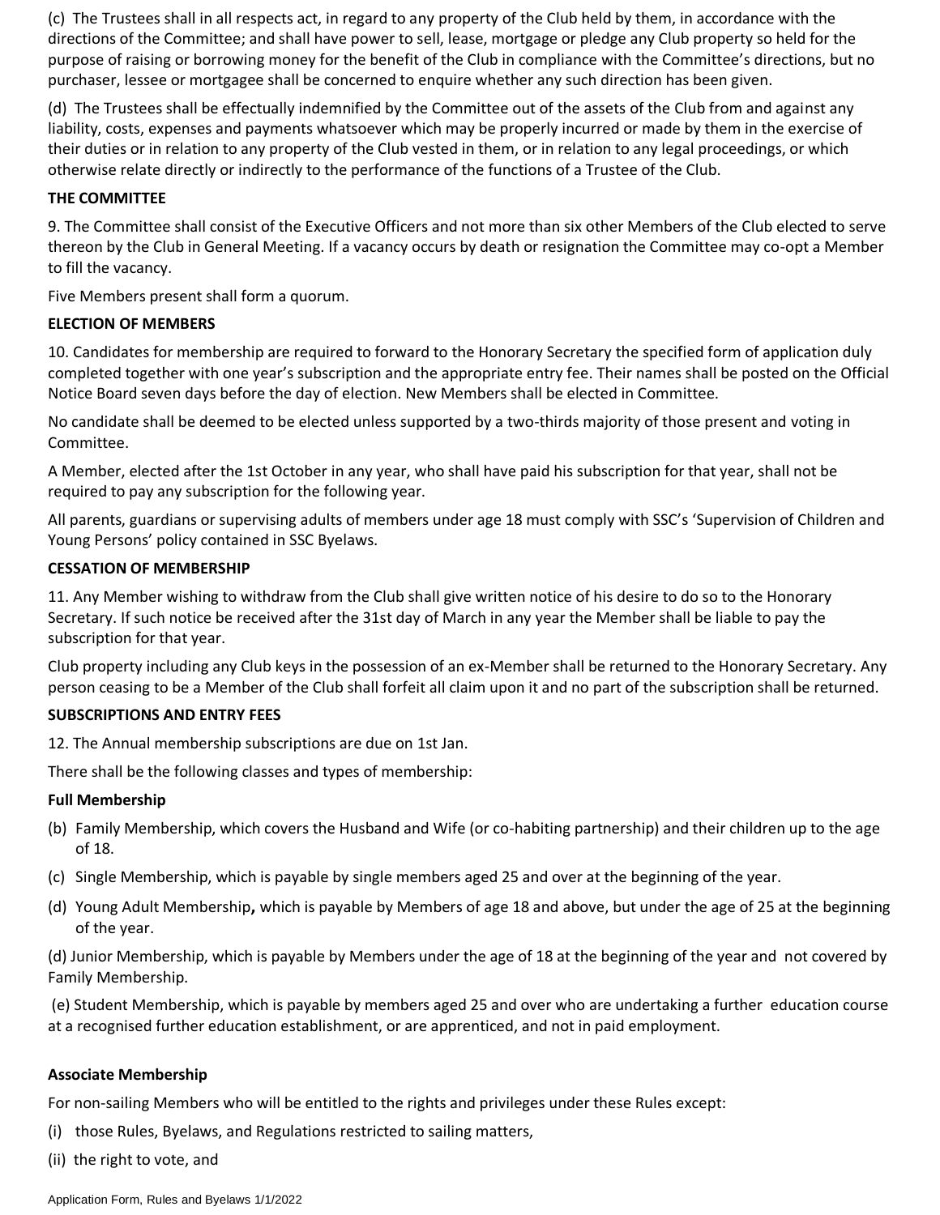(c) The Trustees shall in all respects act, in regard to any property of the Club held by them, in accordance with the directions of the Committee; and shall have power to sell, lease, mortgage or pledge any Club property so held for the purpose of raising or borrowing money for the benefit of the Club in compliance with the Committee's directions, but no purchaser, lessee or mortgagee shall be concerned to enquire whether any such direction has been given.

(d) The Trustees shall be effectually indemnified by the Committee out of the assets of the Club from and against any liability, costs, expenses and payments whatsoever which may be properly incurred or made by them in the exercise of their duties or in relation to any property of the Club vested in them, or in relation to any legal proceedings, or which otherwise relate directly or indirectly to the performance of the functions of a Trustee of the Club.

**THE COMMITTEE**

9. The Committee shall consist of the Executive Officers and not more than six other Members of the Club elected to serve thereon by the Club in General Meeting. If a vacancy occurs by death or resignation the Committee may co-opt a Member to fill the vacancy.

Five Members present shall form a quorum.

**ELECTION OF MEMBERS**

10. Candidates for membership are required to forward to the Honorary Secretary the specified form of application duly completed together with one year's subscription and the appropriate entry fee. Their names shall be posted on the Official Notice Board seven days before the day of election. New Members shall be elected in Committee.

No candidate shall be deemed to be elected unless supported by a two-thirds majority of those present and voting in Committee.

A Member, elected after the 1st October in any year, who shall have paid his subscription for that year, shall not be required to pay any subscription for the following year.

All parents, guardians or supervising adults of members under age 18 must comply with SSC's 'Supervision of Children and Young Persons' policy contained in SSC Byelaws.

**CESSATION OF MEMBERSHIP**

11. Any Member wishing to withdraw from the Club shall give written notice of his desire to do so to the Honorary Secretary. If such notice be received after the 31st day of March in any year the Member shall be liable to pay the subscription for that year.

Club property including any Club keys in the possession of an ex-Member shall be returned to the Honorary Secretary. Any person ceasing to be a Member of the Club shall forfeit all claim upon it and no part of the subscription shall be returned.

**SUBSCRIPTIONS AND ENTRY FEES**

12. The Annual membership subscriptions are due on 1st Jan.

There shall be the following classes and types of membership:

**Full Membership**

(b) Family Membership, which covers the Husband and Wife (or co-habiting partnership) and their children up to the age of 18.

(c) Single Membership, which is payable by single members aged 25 and over at the beginning of the year.

(d) Young Adult Membership**,** which is payable by Members of age 18 and above, but under the age of 25 at the beginning of the year.

(d) Junior Membership, which is payable by Members under the age of 18 at the beginning of the year and not covered by Family Membership.

(e) Student Membership, which is payable by members aged 25 and over who are undertaking a further education course at a recognised further education establishment, or are apprenticed, and not in paid employment.

**Associate Membership**

For non-sailing Members who will be entitled to the rights and privileges under these Rules except:

(i) those Rules, Byelaws, and Regulations restricted to sailing matters,

(ii) the right to vote, and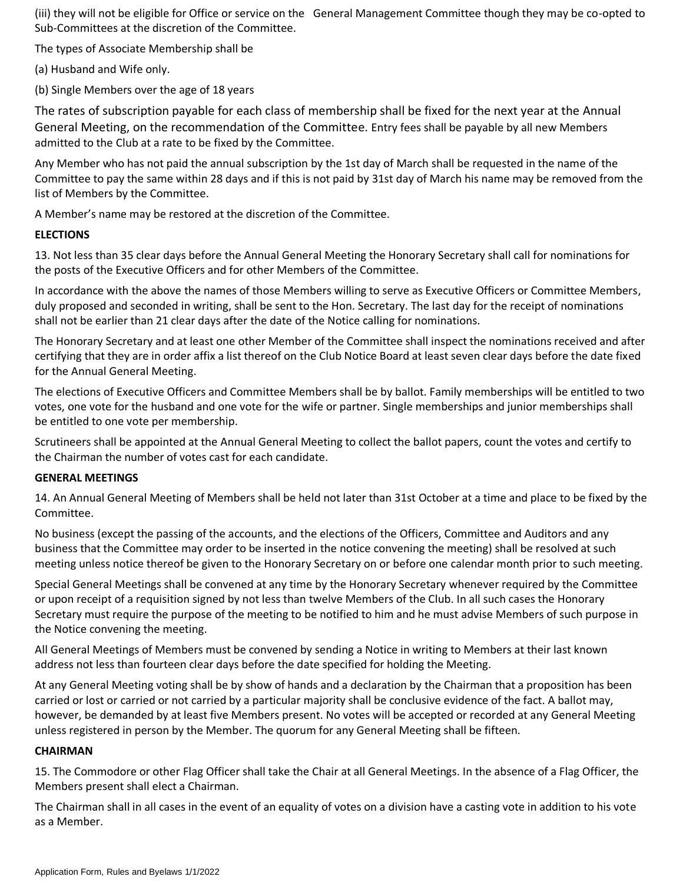(iii) they will not be eligible for Office or service on the General Management Committee though they may be co-opted to Sub-Committees at the discretion of the Committee.

The types of Associate Membership shall be

(a) Husband and Wife only.

(b) Single Members over the age of 18 years

The rates of subscription payable for each class of membership shall be fixed for the next year at the Annual General Meeting, on the recommendation of the Committee. Entry fees shall be payable by all new Members admitted to the Club at a rate to be fixed by the Committee.

Any Member who has not paid the annual subscription by the 1st day of March shall be requested in the name of the Committee to pay the same within 28 days and if this is not paid by 31st day of March his name may be removed from the list of Members by the Committee.

A Member's name may be restored at the discretion of the Committee.

**ELECTIONS**

13. Not less than 35 clear days before the Annual General Meeting the Honorary Secretary shall call for nominations for the posts of the Executive Officers and for other Members of the Committee.

In accordance with the above the names of those Members willing to serve as Executive Officers or Committee Members, duly proposed and seconded in writing, shall be sent to the Hon. Secretary. The last day for the receipt of nominations shall not be earlier than 21 clear days after the date of the Notice calling for nominations.

The Honorary Secretary and at least one other Member of the Committee shall inspect the nominations received and after certifying that they are in order affix a list thereof on the Club Notice Board at least seven clear days before the date fixed for the Annual General Meeting.

The elections of Executive Officers and Committee Members shall be by ballot. Family memberships will be entitled to two votes, one vote for the husband and one vote for the wife or partner. Single memberships and junior memberships shall be entitled to one vote per membership.

Scrutineers shall be appointed at the Annual General Meeting to collect the ballot papers, count the votes and certify to the Chairman the number of votes cast for each candidate.

**GENERAL MEETINGS**

14. An Annual General Meeting of Members shall be held not later than 31st October at a time and place to be fixed by the Committee.

No business (except the passing of the accounts, and the elections of the Officers, Committee and Auditors and any business that the Committee may order to be inserted in the notice convening the meeting) shall be resolved at such meeting unless notice thereof be given to the Honorary Secretary on or before one calendar month prior to such meeting.

Special General Meetings shall be convened at any time by the Honorary Secretary whenever required by the Committee or upon receipt of a requisition signed by not less than twelve Members of the Club. In all such cases the Honorary Secretary must require the purpose of the meeting to be notified to him and he must advise Members of such purpose in the Notice convening the meeting.

All General Meetings of Members must be convened by sending a Notice in writing to Members at their last known address not less than fourteen clear days before the date specified for holding the Meeting.

At any General Meeting voting shall be by show of hands and a declaration by the Chairman that a proposition has been carried or lost or carried or not carried by a particular majority shall be conclusive evidence of the fact. A ballot may, however, be demanded by at least five Members present. No votes will be accepted or recorded at any General Meeting unless registered in person by the Member. The quorum for any General Meeting shall be fifteen.

**CHAIRMAN**

15. The Commodore or other Flag Officer shall take the Chair at all General Meetings. In the absence of a Flag Officer, the Members present shall elect a Chairman.

The Chairman shall in all cases in the event of an equality of votes on a division have a casting vote in addition to his vote as a Member.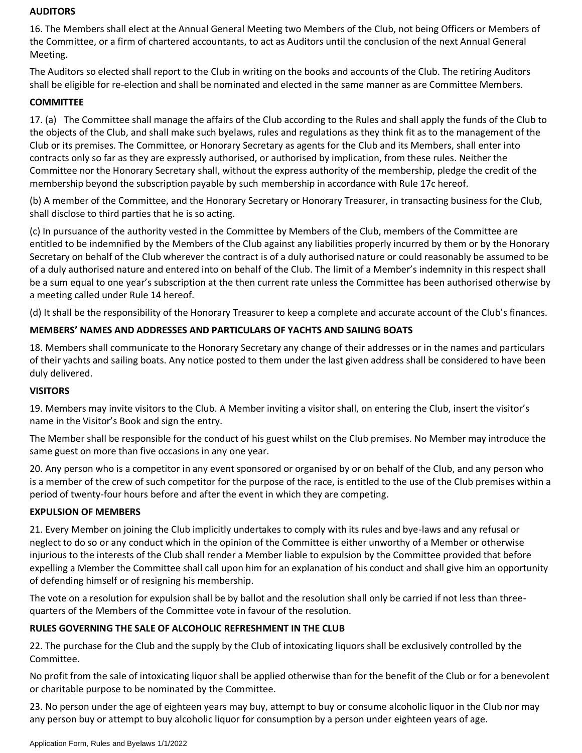**AUDITORS**

16. The Members shall elect at the Annual General Meeting two Members of the Club, not being Officers or Members of the Committee, or a firm of chartered accountants, to act as Auditors until the conclusion of the next Annual General Meeting.

The Auditors so elected shall report to the Club in writing on the books and accounts of the Club. The retiring Auditors shall be eligible for re-election and shall be nominated and elected in the same manner as are Committee Members.

**COMMITTEE**

17. (a) The Committee shall manage the affairs of the Club according to the Rules and shall apply the funds of the Club to the objects of the Club, and shall make such byelaws, rules and regulations as they think fit as to the management of the Club or its premises. The Committee, or Honorary Secretary as agents for the Club and its Members, shall enter into contracts only so far as they are expressly authorised, or authorised by implication, from these rules. Neither the Committee nor the Honorary Secretary shall, without the express authority of the membership, pledge the credit of the membership beyond the subscription payable by such membership in accordance with Rule 17c hereof.

(b) A member of the Committee, and the Honorary Secretary or Honorary Treasurer, in transacting business for the Club, shall disclose to third parties that he is so acting.

(c) In pursuance of the authority vested in the Committee by Members of the Club, members of the Committee are entitled to be indemnified by the Members of the Club against any liabilities properly incurred by them or by the Honorary Secretary on behalf of the Club wherever the contract is of a duly authorised nature or could reasonably be assumed to be of a duly authorised nature and entered into on behalf of the Club. The limit of a Member's indemnity in this respect shall be a sum equal to one year's subscription at the then current rate unless the Committee has been authorised otherwise by a meeting called under Rule 14 hereof.

(d) It shall be the responsibility of the Honorary Treasurer to keep a complete and accurate account of the Club's finances.

**MEMBERS' NAMES AND ADDRESSES AND PARTICULARS OF YACHTS AND SAILING BOATS**

18. Members shall communicate to the Honorary Secretary any change of their addresses or in the names and particulars of their yachts and sailing boats. Any notice posted to them under the last given address shall be considered to have been duly delivered.

**VISITORS**

19. Members may invite visitors to the Club. A Member inviting a visitor shall, on entering the Club, insert the visitor's name in the Visitor's Book and sign the entry.

The Member shall be responsible for the conduct of his guest whilst on the Club premises. No Member may introduce the same guest on more than five occasions in any one year.

20. Any person who is a competitor in any event sponsored or organised by or on behalf of the Club, and any person who is a member of the crew of such competitor for the purpose of the race, is entitled to the use of the Club premises within a period of twenty-four hours before and after the event in which they are competing.

**EXPULSION OF MEMBERS**

21. Every Member on joining the Club implicitly undertakes to comply with its rules and bye-laws and any refusal or neglect to do so or any conduct which in the opinion of the Committee is either unworthy of a Member or otherwise injurious to the interests of the Club shall render a Member liable to expulsion by the Committee provided that before expelling a Member the Committee shall call upon him for an explanation of his conduct and shall give him an opportunity of defending himself or of resigning his membership.

The vote on a resolution for expulsion shall be by ballot and the resolution shall only be carried if not less than three-quarters of the Members of the Committee vote in favour of the resolution.

**RULES GOVERNING THE SALE OF ALCOHOLIC REFRESHMENT IN THE CLUB**

22. The purchase for the Club and the supply by the Club of intoxicating liquors shall be exclusively controlled by the Committee.

No profit from the sale of intoxicating liquor shall be applied otherwise than for the benefit of the Club or for a benevolent or charitable purpose to be nominated by the Committee.

23. No person under the age of eighteen years may buy, attempt to buy or consume alcoholic liquor in the Club nor may any person buy or attempt to buy alcoholic liquor for consumption by a person under eighteen years of age.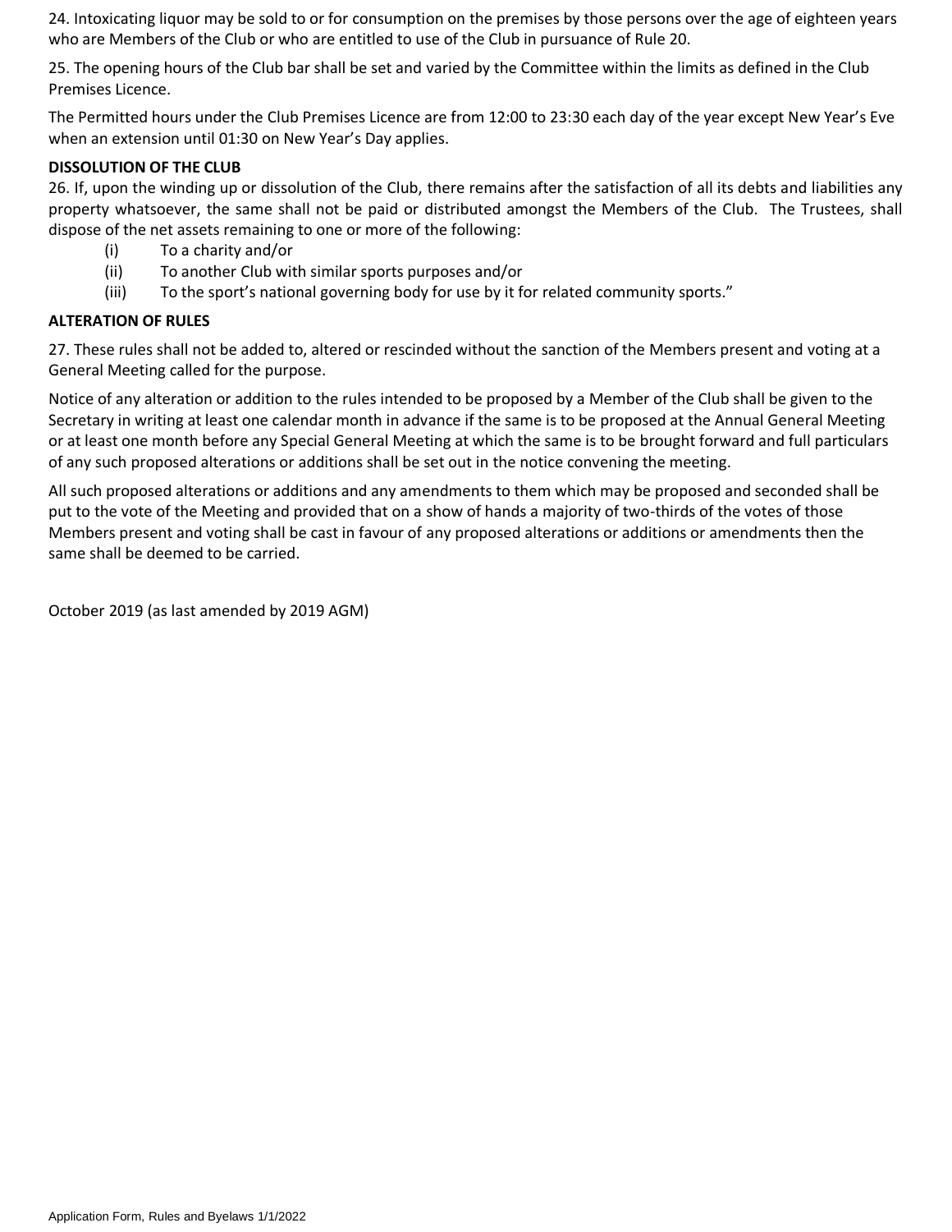24. Intoxicating liquor may be sold to or for consumption on the premises by those persons over the age of eighteen years who are Members of the Club or who are entitled to use of the Club in pursuance of Rule 20.

25. The opening hours of the Club bar shall be set and varied by the Committee within the limits as defined in the Club Premises Licence.

The Permitted hours under the Club Premises Licence are from 12:00 to 23:30 each day of the year except New Year's Eve when an extension until 01:30 on New Year's Day applies.

**DISSOLUTION OF THE CLUB**

26. If, upon the winding up or dissolution of the Club, there remains after the satisfaction of all its debts and liabilities any property whatsoever, the same shall not be paid or distributed amongst the Members of the Club. The Trustees, shall dispose of the net assets remaining to one or more of the following:

(i) To a charity and/or

(ii) To another Club with similar sports purposes and/or

(iii) To the sport's national governing body for use by it for related community sports."

**ALTERATION OF RULES**

27. These rules shall not be added to, altered or rescinded without the sanction of the Members present and voting at a General Meeting called for the purpose.

Notice of any alteration or addition to the rules intended to be proposed by a Member of the Club shall be given to the Secretary in writing at least one calendar month in advance if the same is to be proposed at the Annual General Meeting or at least one month before any Special General Meeting at which the same is to be brought forward and full particulars of any such proposed alterations or additions shall be set out in the notice convening the meeting.

All such proposed alterations or additions and any amendments to them which may be proposed and seconded shall be put to the vote of the Meeting and provided that on a show of hands a majority of two-thirds of the votes of those Members present and voting shall be cast in favour of any proposed alterations or additions or amendments then the same shall be deemed to be carried.

October 2019 (as last amended by 2019 AGM)